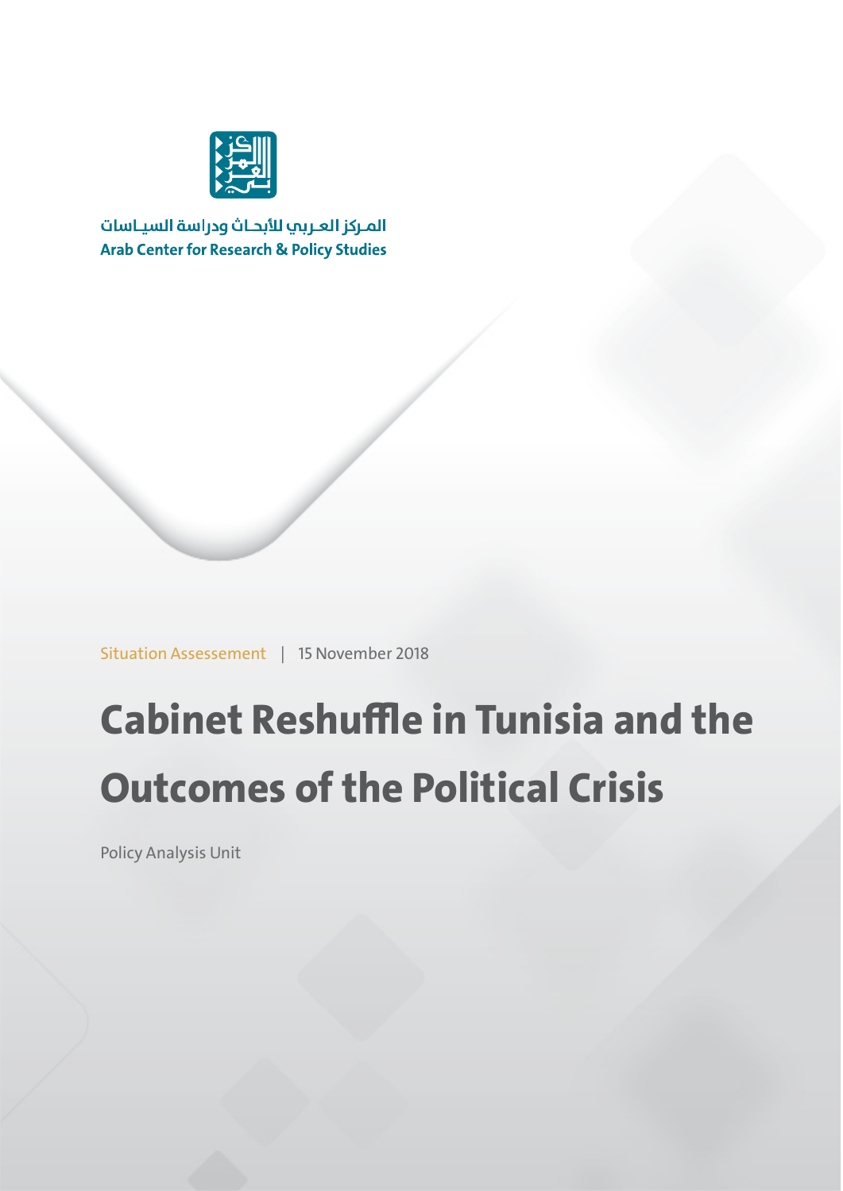المـركز العـربي للأبحـاث ودراسة السيـاسات

**Arab Center for Research & Policy Studies**

Situation Assessement | 15 November 2018

# Cabinet Reshuffle in Tunisia and the Outcomes of the Political Crisis

Policy Analysis Unit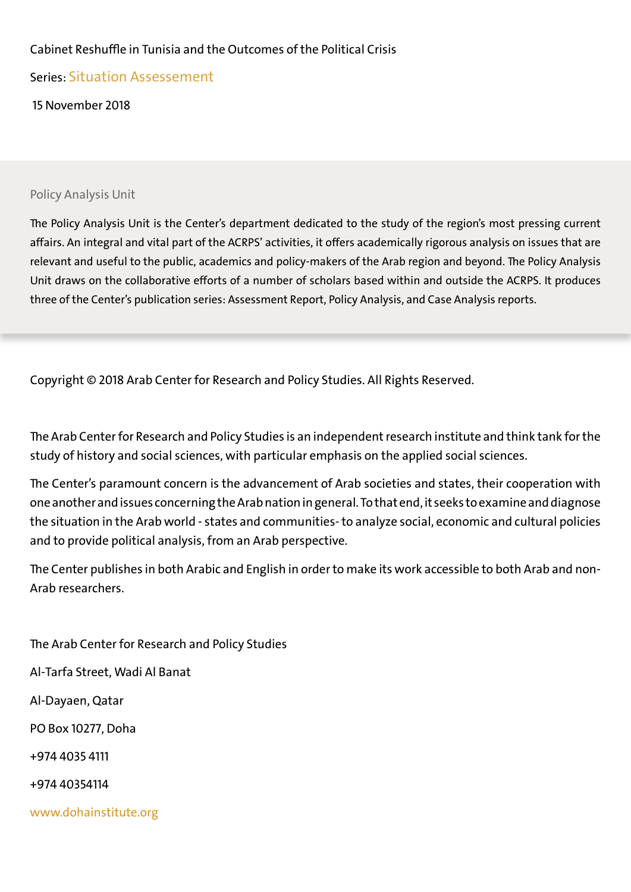Cabinet Reshuffle in Tunisia and the Outcomes of the Political Crisis

Series: Situation Assessement

15 November 2018

Policy Analysis Unit

The Policy Analysis Unit is the Center's department dedicated to the study of the region's most pressing current affairs. An integral and vital part of the ACRPS' activities, it offers academically rigorous analysis on issues that are relevant and useful to the public, academics and policy-makers of the Arab region and beyond. The Policy Analysis Unit draws on the collaborative efforts of a number of scholars based within and outside the ACRPS. It produces three of the Center's publication series: Assessment Report, Policy Analysis, and Case Analysis reports.

Copyright © 2018 Arab Center for Research and Policy Studies. All Rights Reserved.

The Arab Center for Research and Policy Studies is an independent research institute and think tank for the study of history and social sciences, with particular emphasis on the applied social sciences.

The Center's paramount concern is the advancement of Arab societies and states, their cooperation with one another and issues concerning the Arab nation in general. To that end, it seeks to examine and diagnose the situation in the Arab world - states and communities- to analyze social, economic and cultural policies and to provide political analysis, from an Arab perspective.

The Center publishes in both Arabic and English in order to make its work accessible to both Arab and non-Arab researchers.

The Arab Center for Research and Policy Studies

Al-Tarfa Street, Wadi Al Banat

Al-Dayaen, Qatar

PO Box 10277, Doha

+974 4035 4111

+974 40354114

www.dohainstitute.org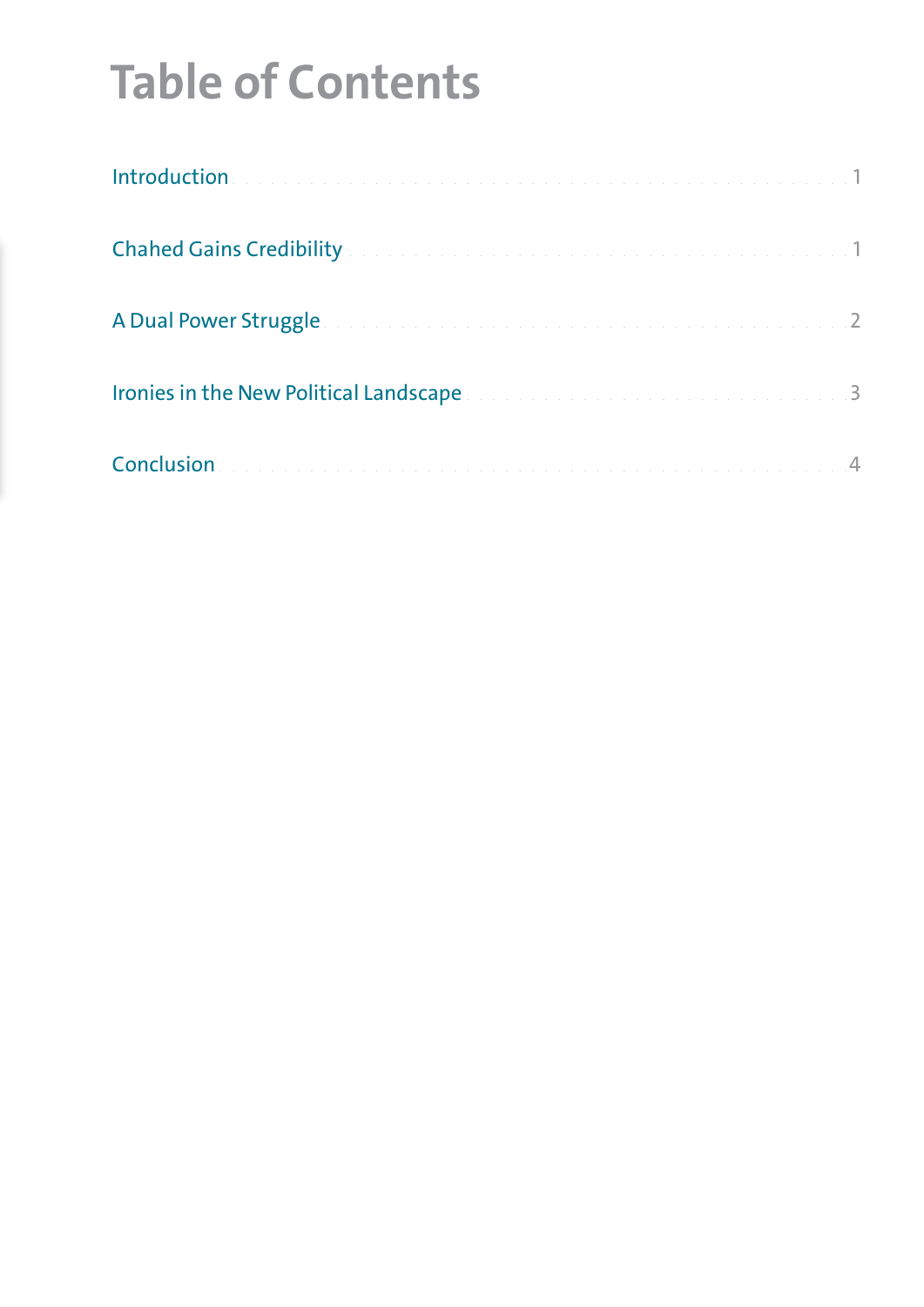# Table of Contents

Introduction . . . 1

Chahed Gains Credibility . . . 1

A Dual Power Struggle . . . 2

Ironies in the New Political Landscape . . . 3

Conclusion . . . 4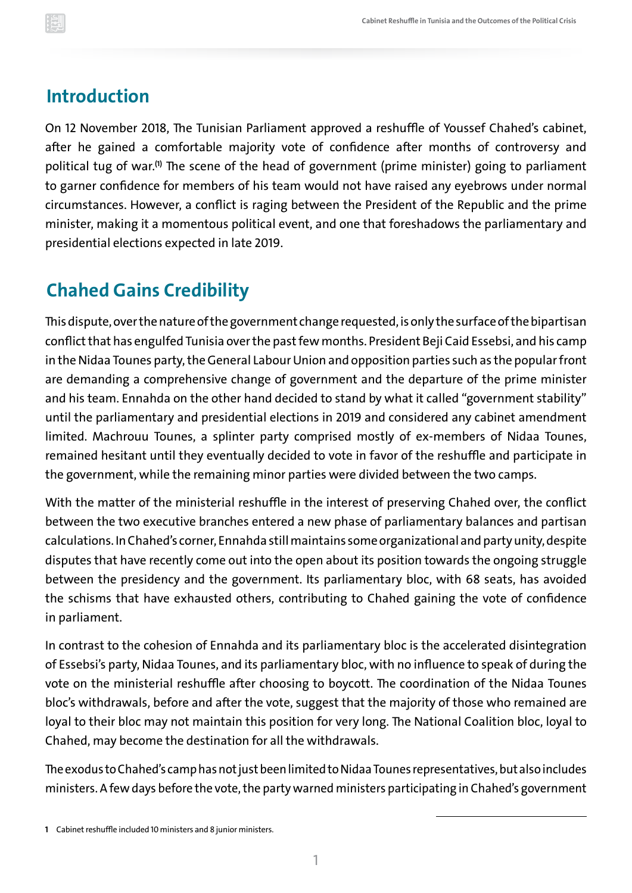## Introduction

On 12 November 2018, The Tunisian Parliament approved a reshuffle of Youssef Chahed's cabinet, after he gained a comfortable majority vote of confidence after months of controversy and political tug of war.[1] The scene of the head of government (prime minister) going to parliament to garner confidence for members of his team would not have raised any eyebrows under normal circumstances. However, a conflict is raging between the President of the Republic and the prime minister, making it a momentous political event, and one that foreshadows the parliamentary and presidential elections expected in late 2019.

## Chahed Gains Credibility

This dispute, over the nature of the government change requested, is only the surface of the bipartisan conflict that has engulfed Tunisia over the past few months. President Beji Caid Essebsi, and his camp in the Nidaa Tounes party, the General Labour Union and opposition parties such as the popular front are demanding a comprehensive change of government and the departure of the prime minister and his team. Ennahda on the other hand decided to stand by what it called "government stability" until the parliamentary and presidential elections in 2019 and considered any cabinet amendment limited. Machrouu Tounes, a splinter party comprised mostly of ex-members of Nidaa Tounes, remained hesitant until they eventually decided to vote in favor of the reshuffle and participate in the government, while the remaining minor parties were divided between the two camps.

With the matter of the ministerial reshuffle in the interest of preserving Chahed over, the conflict between the two executive branches entered a new phase of parliamentary balances and partisan calculations. In Chahed's corner, Ennahda still maintains some organizational and party unity, despite disputes that have recently come out into the open about its position towards the ongoing struggle between the presidency and the government. Its parliamentary bloc, with 68 seats, has avoided the schisms that have exhausted others, contributing to Chahed gaining the vote of confidence in parliament.

In contrast to the cohesion of Ennahda and its parliamentary bloc is the accelerated disintegration of Essebsi's party, Nidaa Tounes, and its parliamentary bloc, with no influence to speak of during the vote on the ministerial reshuffle after choosing to boycott. The coordination of the Nidaa Tounes bloc's withdrawals, before and after the vote, suggest that the majority of those who remained are loyal to their bloc may not maintain this position for very long. The National Coalition bloc, loyal to Chahed, may become the destination for all the withdrawals.

The exodus to Chahed's camp has not just been limited to Nidaa Tounes representatives, but also includes ministers. A few days before the vote, the party warned ministers participating in Chahed's government

---

1 Cabinet reshuffle included 10 ministers and 8 junior ministers.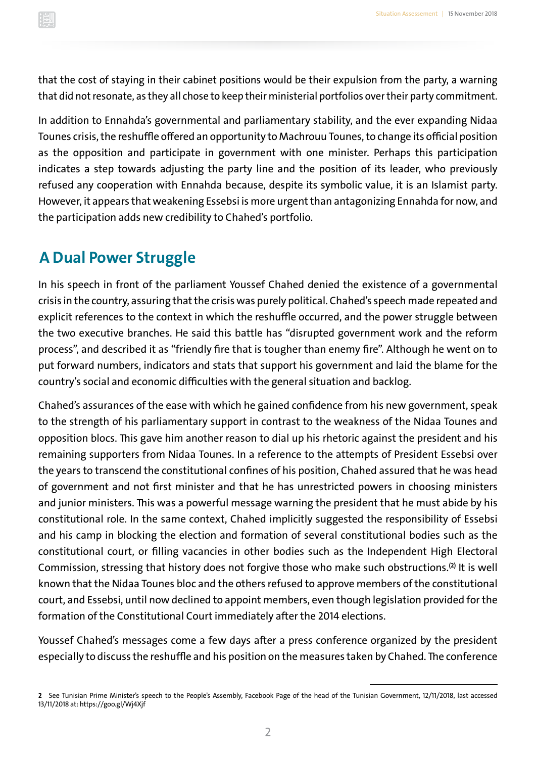that the cost of staying in their cabinet positions would be their expulsion from the party, a warning that did not resonate, as they all chose to keep their ministerial portfolios over their party commitment.

In addition to Ennahda's governmental and parliamentary stability, and the ever expanding Nidaa Tounes crisis, the reshuffle offered an opportunity to Machrouu Tounes, to change its official position as the opposition and participate in government with one minister. Perhaps this participation indicates a step towards adjusting the party line and the position of its leader, who previously refused any cooperation with Ennahda because, despite its symbolic value, it is an Islamist party. However, it appears that weakening Essebsi is more urgent than antagonizing Ennahda for now, and the participation adds new credibility to Chahed's portfolio.

## A Dual Power Struggle

In his speech in front of the parliament Youssef Chahed denied the existence of a governmental crisis in the country, assuring that the crisis was purely political. Chahed's speech made repeated and explicit references to the context in which the reshuffle occurred, and the power struggle between the two executive branches. He said this battle has "disrupted government work and the reform process", and described it as "friendly fire that is tougher than enemy fire". Although he went on to put forward numbers, indicators and stats that support his government and laid the blame for the country's social and economic difficulties with the general situation and backlog.

Chahed's assurances of the ease with which he gained confidence from his new government, speak to the strength of his parliamentary support in contrast to the weakness of the Nidaa Tounes and opposition blocs. This gave him another reason to dial up his rhetoric against the president and his remaining supporters from Nidaa Tounes. In a reference to the attempts of President Essebsi over the years to transcend the constitutional confines of his position, Chahed assured that he was head of government and not first minister and that he has unrestricted powers in choosing ministers and junior ministers. This was a powerful message warning the president that he must abide by his constitutional role. In the same context, Chahed implicitly suggested the responsibility of Essebsi and his camp in blocking the election and formation of several constitutional bodies such as the constitutional court, or filling vacancies in other bodies such as the Independent High Electoral Commission, stressing that history does not forgive those who make such obstructions.[2] It is well known that the Nidaa Tounes bloc and the others refused to approve members of the constitutional court, and Essebsi, until now declined to appoint members, even though legislation provided for the formation of the Constitutional Court immediately after the 2014 elections.

Youssef Chahed's messages come a few days after a press conference organized by the president especially to discuss the reshuffle and his position on the measures taken by Chahed. The conference

---

2 See Tunisian Prime Minister's speech to the People's Assembly, Facebook Page of the head of the Tunisian Government, 12/11/2018, last accessed 13/11/2018 at: https://goo.gl/Wj4Xjf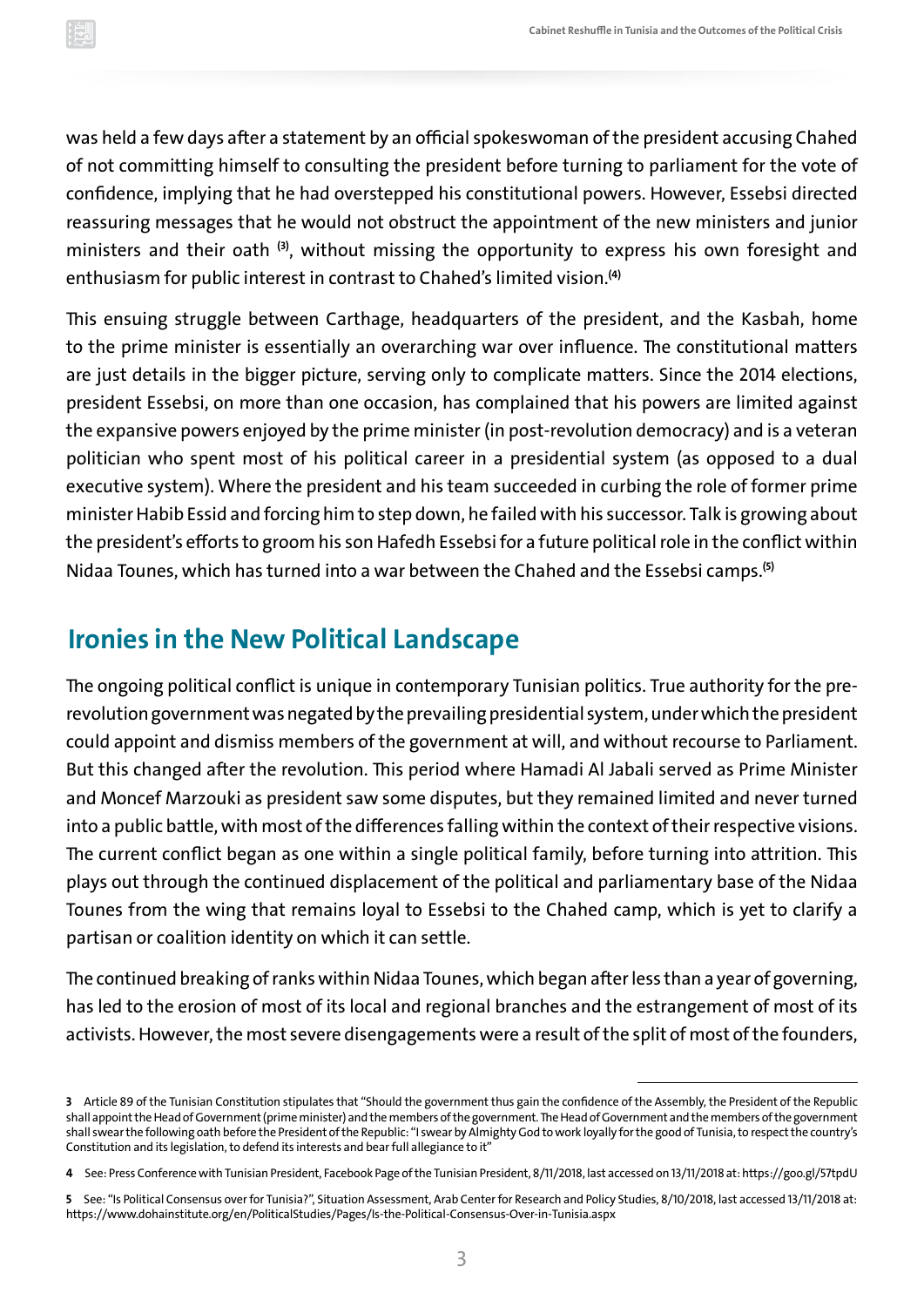was held a few days after a statement by an official spokeswoman of the president accusing Chahed of not committing himself to consulting the president before turning to parliament for the vote of confidence, implying that he had overstepped his constitutional powers. However, Essebsi directed reassuring messages that he would not obstruct the appointment of the new ministers and junior ministers and their oath [3], without missing the opportunity to express his own foresight and enthusiasm for public interest in contrast to Chahed's limited vision.[4]

This ensuing struggle between Carthage, headquarters of the president, and the Kasbah, home to the prime minister is essentially an overarching war over influence. The constitutional matters are just details in the bigger picture, serving only to complicate matters. Since the 2014 elections, president Essebsi, on more than one occasion, has complained that his powers are limited against the expansive powers enjoyed by the prime minister (in post-revolution democracy) and is a veteran politician who spent most of his political career in a presidential system (as opposed to a dual executive system). Where the president and his team succeeded in curbing the role of former prime minister Habib Essid and forcing him to step down, he failed with his successor. Talk is growing about the president's efforts to groom his son Hafedh Essebsi for a future political role in the conflict within Nidaa Tounes, which has turned into a war between the Chahed and the Essebsi camps.[5]

## Ironies in the New Political Landscape

The ongoing political conflict is unique in contemporary Tunisian politics. True authority for the pre-revolution government was negated by the prevailing presidential system, under which the president could appoint and dismiss members of the government at will, and without recourse to Parliament. But this changed after the revolution. This period where Hamadi Al Jabali served as Prime Minister and Moncef Marzouki as president saw some disputes, but they remained limited and never turned into a public battle, with most of the differences falling within the context of their respective visions. The current conflict began as one within a single political family, before turning into attrition. This plays out through the continued displacement of the political and parliamentary base of the Nidaa Tounes from the wing that remains loyal to Essebsi to the Chahed camp, which is yet to clarify a partisan or coalition identity on which it can settle.

The continued breaking of ranks within Nidaa Tounes, which began after less than a year of governing, has led to the erosion of most of its local and regional branches and the estrangement of most of its activists. However, the most severe disengagements were a result of the split of most of the founders,

---

3 Article 89 of the Tunisian Constitution stipulates that "Should the government thus gain the confidence of the Assembly, the President of the Republic shall appoint the Head of Government (prime minister) and the members of the government. The Head of Government and the members of the government shall swear the following oath before the President of the Republic: "I swear by Almighty God to work loyally for the good of Tunisia, to respect the country's Constitution and its legislation, to defend its interests and bear full allegiance to it"

4 See: Press Conference with Tunisian President, Facebook Page of the Tunisian President, 8/11/2018, last accessed on 13/11/2018 at: https://goo.gl/57tpdU

5 See: "Is Political Consensus over for Tunisia?", Situation Assessment, Arab Center for Research and Policy Studies, 8/10/2018, last accessed 13/11/2018 at: https://www.dohainstitute.org/en/PoliticalStudies/Pages/Is-the-Political-Consensus-Over-in-Tunisia.aspx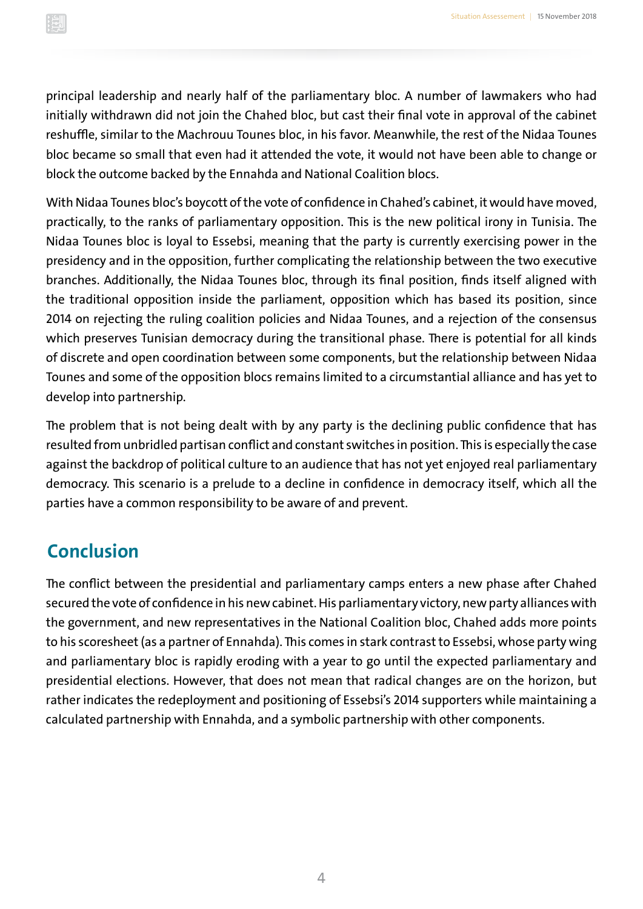principal leadership and nearly half of the parliamentary bloc. A number of lawmakers who had initially withdrawn did not join the Chahed bloc, but cast their final vote in approval of the cabinet reshuffle, similar to the Machrouu Tounes bloc, in his favor. Meanwhile, the rest of the Nidaa Tounes bloc became so small that even had it attended the vote, it would not have been able to change or block the outcome backed by the Ennahda and National Coalition blocs.

With Nidaa Tounes bloc's boycott of the vote of confidence in Chahed's cabinet, it would have moved, practically, to the ranks of parliamentary opposition. This is the new political irony in Tunisia. The Nidaa Tounes bloc is loyal to Essebsi, meaning that the party is currently exercising power in the presidency and in the opposition, further complicating the relationship between the two executive branches. Additionally, the Nidaa Tounes bloc, through its final position, finds itself aligned with the traditional opposition inside the parliament, opposition which has based its position, since 2014 on rejecting the ruling coalition policies and Nidaa Tounes, and a rejection of the consensus which preserves Tunisian democracy during the transitional phase. There is potential for all kinds of discrete and open coordination between some components, but the relationship between Nidaa Tounes and some of the opposition blocs remains limited to a circumstantial alliance and has yet to develop into partnership.

The problem that is not being dealt with by any party is the declining public confidence that has resulted from unbridled partisan conflict and constant switches in position. This is especially the case against the backdrop of political culture to an audience that has not yet enjoyed real parliamentary democracy. This scenario is a prelude to a decline in confidence in democracy itself, which all the parties have a common responsibility to be aware of and prevent.

## Conclusion

The conflict between the presidential and parliamentary camps enters a new phase after Chahed secured the vote of confidence in his new cabinet. His parliamentary victory, new party alliances with the government, and new representatives in the National Coalition bloc, Chahed adds more points to his scoresheet (as a partner of Ennahda). This comes in stark contrast to Essebsi, whose party wing and parliamentary bloc is rapidly eroding with a year to go until the expected parliamentary and presidential elections. However, that does not mean that radical changes are on the horizon, but rather indicates the redeployment and positioning of Essebsi's 2014 supporters while maintaining a calculated partnership with Ennahda, and a symbolic partnership with other components.